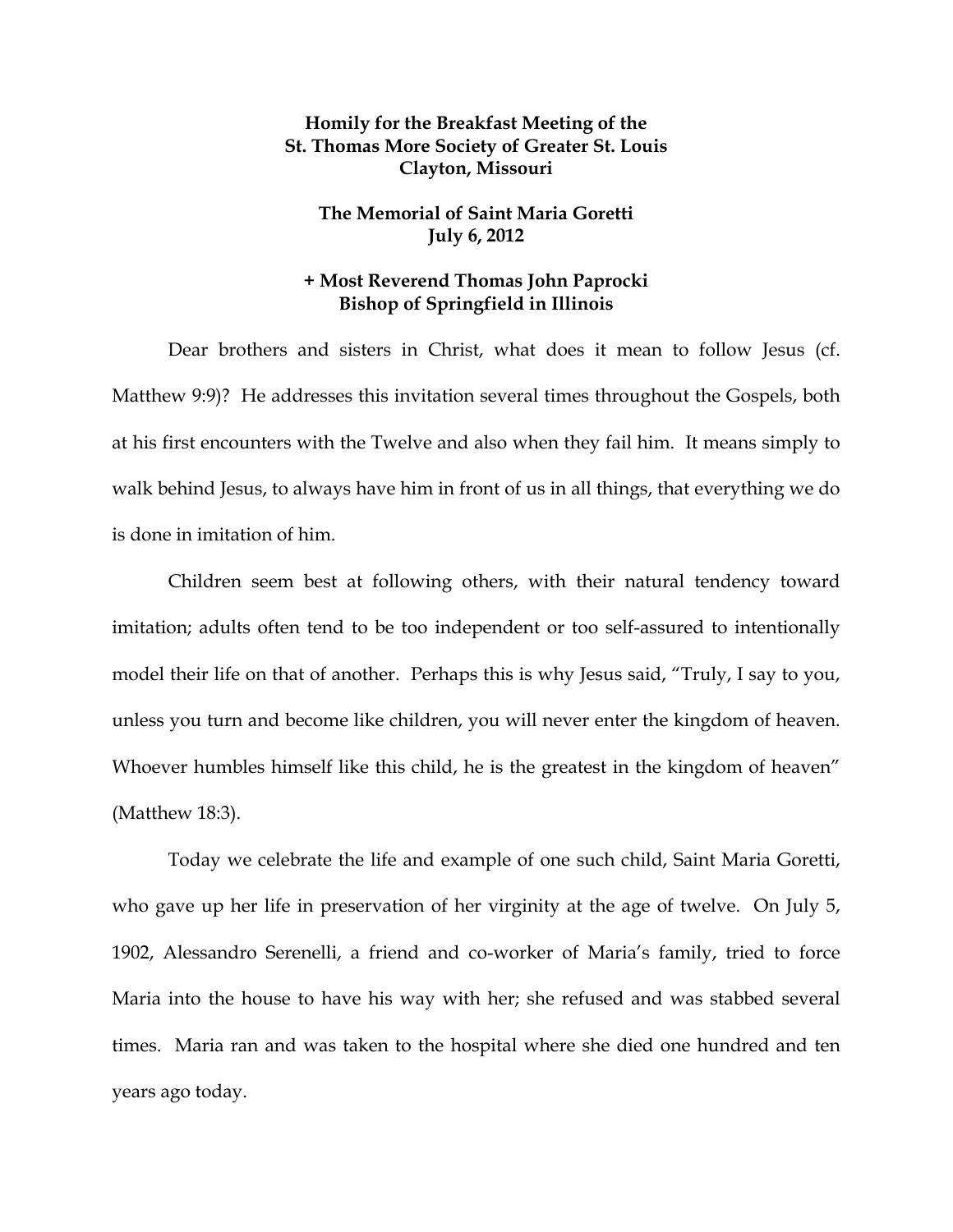**Homily for the Breakfast Meeting of the St. Thomas More Society of Greater St. Louis Clayton, Missouri**

**The Memorial of Saint Maria Goretti July 6, 2012**

**+ Most Reverend Thomas John Paprocki Bishop of Springfield in Illinois**

Dear brothers and sisters in Christ, what does it mean to follow Jesus (cf. Matthew 9:9)? He addresses this invitation several times throughout the Gospels, both at his first encounters with the Twelve and also when they fail him. It means simply to walk behind Jesus, to always have him in front of us in all things, that everything we do is done in imitation of him.

Children seem best at following others, with their natural tendency toward imitation; adults often tend to be too independent or too self-assured to intentionally model their life on that of another. Perhaps this is why Jesus said, "Truly, I say to you, unless you turn and become like children, you will never enter the kingdom of heaven. Whoever humbles himself like this child, he is the greatest in the kingdom of heaven" (Matthew 18:3).

Today we celebrate the life and example of one such child, Saint Maria Goretti, who gave up her life in preservation of her virginity at the age of twelve. On July 5, 1902, Alessandro Serenelli, a friend and co-worker of Maria's family, tried to force Maria into the house to have his way with her; she refused and was stabbed several times. Maria ran and was taken to the hospital where she died one hundred and ten years ago today.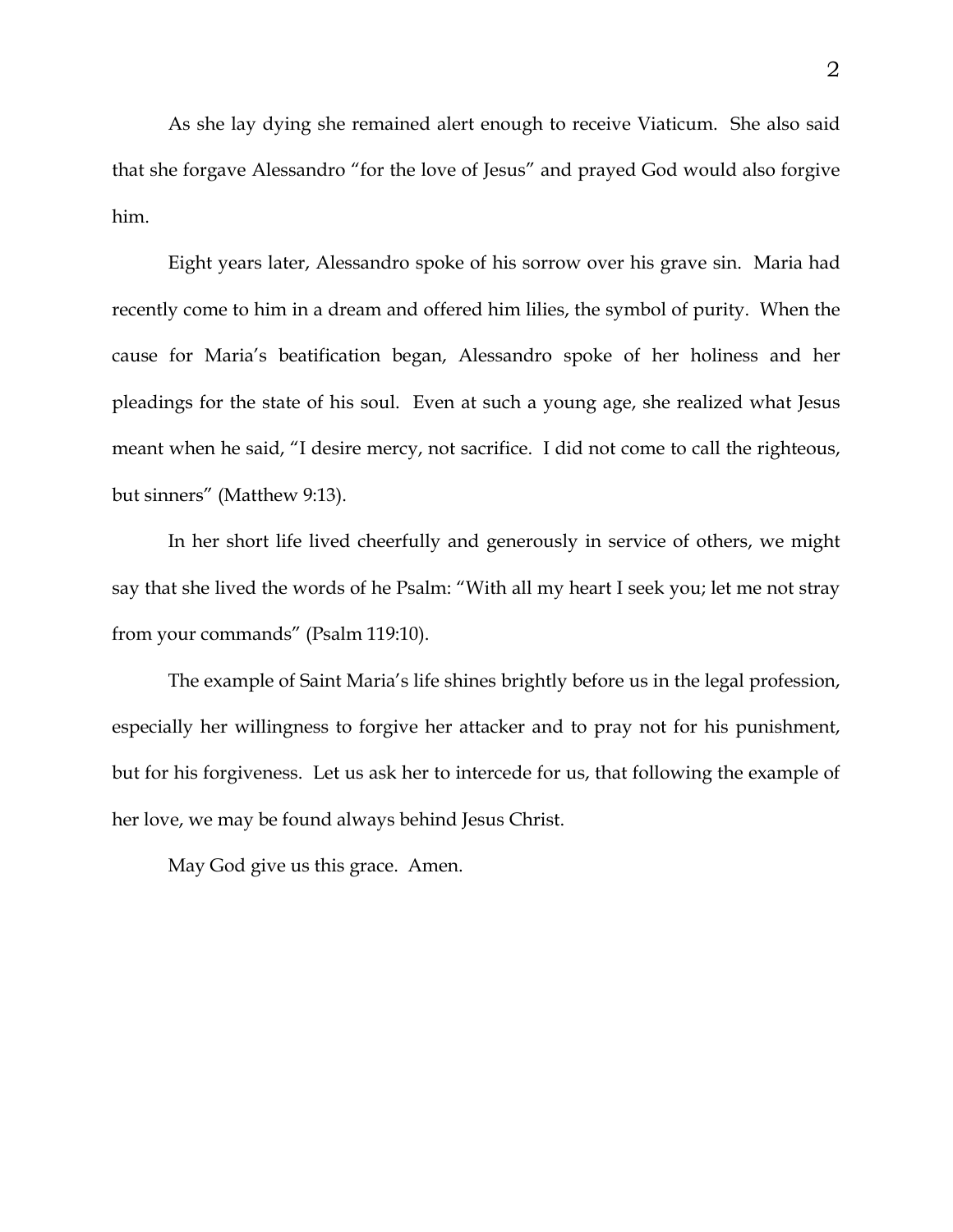As she lay dying she remained alert enough to receive Viaticum. She also said that she forgave Alessandro "for the love of Jesus" and prayed God would also forgive him.

Eight years later, Alessandro spoke of his sorrow over his grave sin. Maria had recently come to him in a dream and offered him lilies, the symbol of purity. When the cause for Maria's beatification began, Alessandro spoke of her holiness and her pleadings for the state of his soul. Even at such a young age, she realized what Jesus meant when he said, "I desire mercy, not sacrifice. I did not come to call the righteous, but sinners" (Matthew 9:13).

In her short life lived cheerfully and generously in service of others, we might say that she lived the words of he Psalm: "With all my heart I seek you; let me not stray from your commands" (Psalm 119:10).

The example of Saint Maria's life shines brightly before us in the legal profession, especially her willingness to forgive her attacker and to pray not for his punishment, but for his forgiveness. Let us ask her to intercede for us, that following the example of her love, we may be found always behind Jesus Christ.

May God give us this grace. Amen.